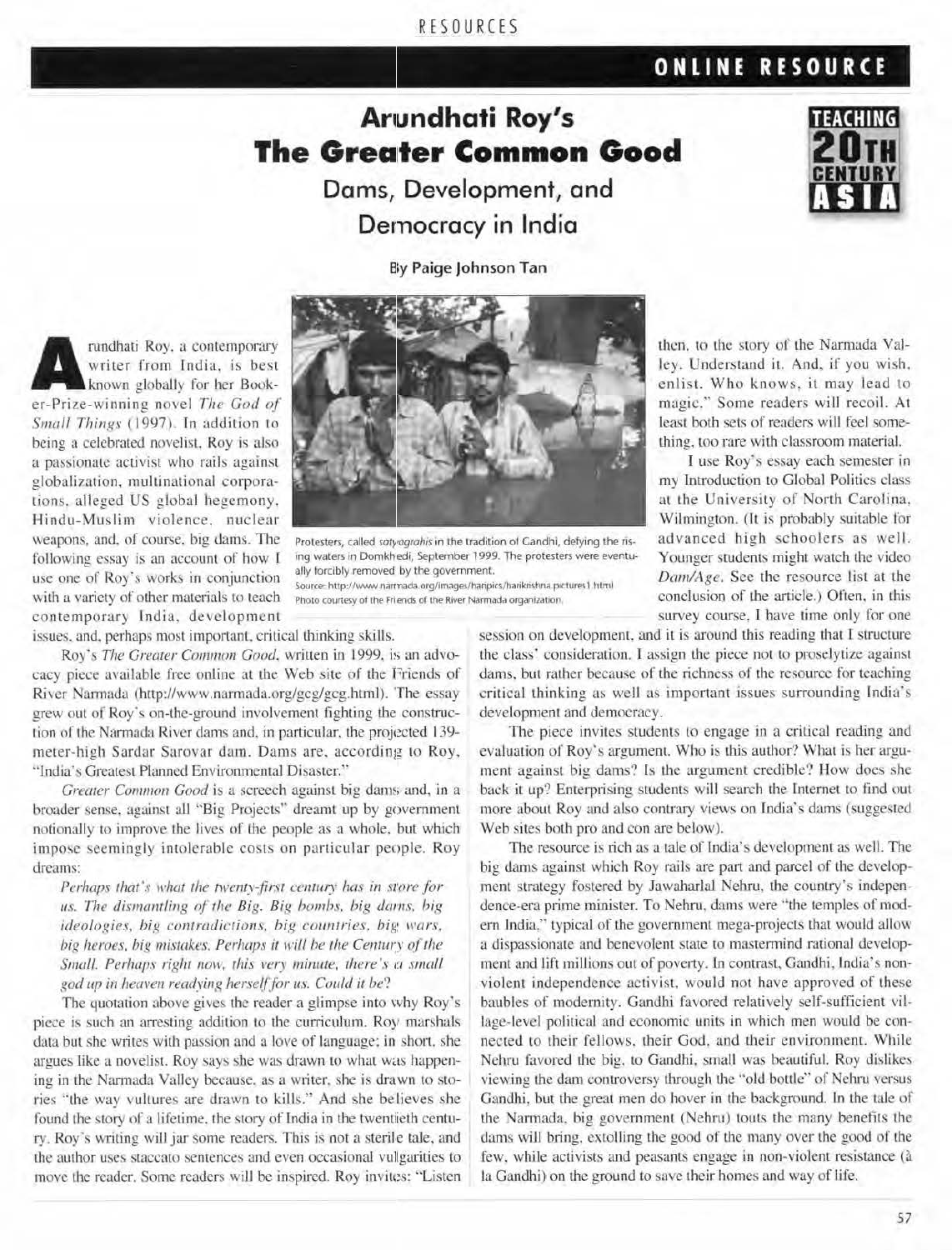# Arundhati Roy's The Greater Common Good

## Dams, Development, and Democracy in India

By Paige Johnson Tan

Arundhati Roy, a contemporary writer from India, is best known globally for her Booker-Prize-winning novel *The God of Small Things* (1997). In addition to being a celebrated novelist, Roy is also a passionate activist who rails against globalization, multinational corporations, alleged US global hegemony, Hindu-Muslim violence, nuclear weapons, and, of course, big dams. The following essay is an account of how I use one of Roy's works in conjunction with a variety of other materials to teach contemporary India, development issues, and, perhaps most important, critical thinking skills.

Protesters, called *satyagrahis* in the tradition of Gandhi, defying the rising waters in Domkhedi, September 1999. The protesters were eventually forcibly removed by the government.
Source: http://www.narmada.org/images/haripics/harikrishna.pictures1.html
Photo courtesy of the Friends of the River Narmada organization.

Roy's *The Greater Common Good*, written in 1999, is an advocacy piece available free online at the Web site of the Friends of River Narmada (http://www.narmada.org/gcg/gcg.html). The essay grew out of Roy's on-the-ground involvement fighting the construction of the Narmada River dams and, in particular, the projected 139-meter-high Sardar Sarovar dam. Dams are, according to Roy, "India's Greatest Planned Environmental Disaster."

*Greater Common Good* is a screech against big dams and, in a broader sense, against all "Big Projects" dreamt up by government notionally to improve the lives of the people as a whole, but which impose seemingly intolerable costs on particular people. Roy dreams:

> *Perhaps that's what the twenty-first century has in store for us. The dismantling of the Big. Big bombs, big dams, big ideologies, big contradictions, big countries, big wars, big heroes, big mistakes. Perhaps it will be the Century of the Small. Perhaps right now, this very minute, there's a small god up in heaven readying herself for us. Could it be?*

The quotation above gives the reader a glimpse into why Roy's piece is such an arresting addition to the curriculum. Roy marshals data but she writes with passion and a love of language; in short, she argues like a novelist. Roy says she was drawn to what was happening in the Narmada Valley because, as a writer, she is drawn to stories "the way vultures are drawn to kills." And she believes she found the story of a lifetime, the story of India in the twentieth century. Roy's writing will jar some readers. This is not a sterile tale, and the author uses staccato sentences and even occasional vulgarities to move the reader. Some readers will be inspired. Roy invites: "Listen then, to the story of the Narmada Valley. Understand it. And, if you wish, enlist. Who knows, it may lead to magic." Some readers will recoil. At least both sets of readers will feel something, too rare with classroom material.

I use Roy's essay each semester in my Introduction to Global Politics class at the University of North Carolina, Wilmington. (It is probably suitable for advanced high schoolers as well. Younger students might watch the video *Dam/Age*. See the resource list at the conclusion of the article.) Often, in this survey course, I have time only for one session on development, and it is around this reading that I structure the class' consideration. I assign the piece not to proselytize against dams, but rather because of the richness of the resource for teaching critical thinking as well as important issues surrounding India's development and democracy.

The piece invites students to engage in a critical reading and evaluation of Roy's argument. Who is this author? What is her argument against big dams? Is the argument credible? How does she back it up? Enterprising students will search the Internet to find out more about Roy and also contrary views on India's dams (suggested Web sites both pro and con are below).

The resource is rich as a tale of India's development as well. The big dams against which Roy rails are part and parcel of the development strategy fostered by Jawaharlal Nehru, the country's independence-era prime minister. To Nehru, dams were "the temples of modern India," typical of the government mega-projects that would allow a dispassionate and benevolent state to mastermind rational development and lift millions out of poverty. In contrast, Gandhi, India's nonviolent independence activist, would not have approved of these baubles of modernity. Gandhi favored relatively self-sufficient village-level political and economic units in which men would be connected to their fellows, their God, and their environment. While Nehru favored the big, to Gandhi, small was beautiful. Roy dislikes viewing the dam controversy through the "old bottle" of Nehru versus Gandhi, but the great men do hover in the background. In the tale of the Narmada, big government (Nehru) touts the many benefits the dams will bring, extolling the good of the many over the good of the few, while activists and peasants engage in non-violent resistance (à la Gandhi) on the ground to save their homes and way of life.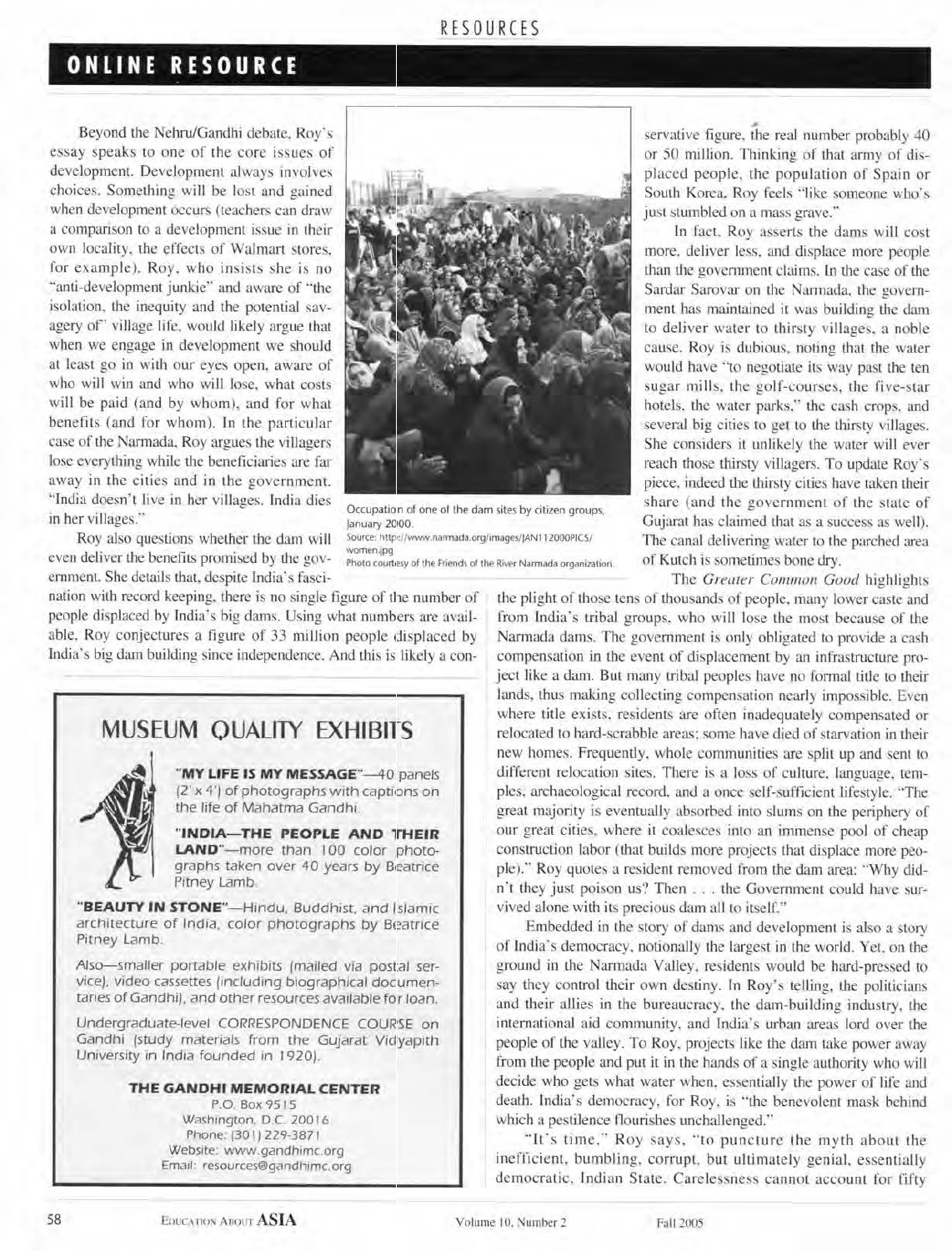## ONLINE RESOURCE

Beyond the Nehru/Gandhi debate, Roy's essay speaks to one of the core issues of development. Development always involves choices. Something will be lost and gained when development occurs (teachers can draw a comparison to a development issue in their own locality, the effects of Walmart stores, for example). Roy, who insists she is no "anti-development junkie" and aware of "the isolation, the inequity and the potential savagery of" village life, would likely argue that when we engage in development we should at least go in with our eyes open, aware of who will win and who will lose, what costs will be paid (and by whom), and for what benefits (and for whom). In the particular case of the Narmada, Roy argues the villagers lose everything while the beneficiaries are far away in the cities and in the government. "India doesn't live in her villages. India dies in her villages."

Roy also questions whether the dam will even deliver the benefits promised by the government. She details that, despite India's fascination with record keeping, there is no single figure of the number of people displaced by India's big dams. Using what numbers are available, Roy conjectures a figure of 33 million people displaced by India's big dam building since independence. And this is likely a conservative figure, the real number probably 40 or 50 million. Thinking of that army of displaced people, the population of Spain or South Korea, Roy feels "like someone who's just stumbled on a mass grave."

Occupation of one of the dam sites by citizen groups, January 2000.
Source: http://www.narmada.org/images/JAN112000PICS/women.jpg
Photo courtesy of the Friends of the River Narmada organization.

In fact, Roy asserts the dams will cost more, deliver less, and displace more people than the government claims. In the case of the Sardar Sarovar on the Narmada, the government has maintained it was building the dam to deliver water to thirsty villages, a noble cause. Roy is dubious, noting that the water would have "to negotiate its way past the ten sugar mills, the golf-courses, the five-star hotels, the water parks," the cash crops, and several big cities to get to the thirsty villages. She considers it unlikely the water will ever reach those thirsty villagers. To update Roy's piece, indeed the thirsty cities have taken their share (and the government of the state of Gujarat has claimed that as a success as well). The canal delivering water to the parched area of Kutch is sometimes bone dry.

The *Greater Common Good* highlights the plight of those tens of thousands of people, many lower caste and from India's tribal groups, who will lose the most because of the Narmada dams. The government is only obligated to provide a cash compensation in the event of displacement by an infrastructure project like a dam. But many tribal peoples have no formal title to their lands, thus making collecting compensation nearly impossible. Even where title exists, residents are often inadequately compensated or relocated to hard-scrabble areas; some have died of starvation in their new homes. Frequently, whole communities are split up and sent to different relocation sites. There is a loss of culture, language, temples, archaeological record, and a once self-sufficient lifestyle. "The great majority is eventually absorbed into slums on the periphery of our great cities, where it coalesces into an immense pool of cheap construction labor (that builds more projects that displace more people)." Roy quotes a resident removed from the dam area: "Why didn't they just poison us? Then . . . the Government could have survived alone with its precious dam all to itself."

Embedded in the story of dams and development is also a story of India's democracy, notionally the largest in the world. Yet, on the ground in the Narmada Valley, residents would be hard-pressed to say they control their own destiny. In Roy's telling, the politicians and their allies in the bureaucracy, the dam-building industry, the international aid community, and India's urban areas lord over the people of the valley. To Roy, projects like the dam take power away from the people and put it in the hands of a single authority who will decide who gets what water when, essentially the power of life and death. India's democracy, for Roy, is "the benevolent mask behind which a pestilence flourishes unchallenged."

"It's time," Roy says, "to puncture the myth about the inefficient, bumbling, corrupt, but ultimately genial, essentially democratic, Indian State. Carelessness cannot account for fifty

---

### MUSEUM QUALITY EXHIBITS

**"MY LIFE IS MY MESSAGE"**—40 panels (2' x 4') of photographs with captions on the life of Mahatma Gandhi.

**"INDIA—THE PEOPLE AND THEIR LAND"**—more than 100 color photographs taken over 40 years by Beatrice Pitney Lamb.

**"BEAUTY IN STONE"**—Hindu, Buddhist, and Islamic architecture of India, color photographs by Beatrice Pitney Lamb.

Also—smaller portable exhibits (mailed via postal service), video cassettes (including biographical documentaries of Gandhi), and other resources available for loan.

Undergraduate-level CORRESPONDENCE COURSE on Gandhi (study materials from the Gujarat Vidyapith University in India founded in 1920).

**THE GANDHI MEMORIAL CENTER**
P.O. Box 9515
Washington, D.C. 20016
Phone: (301) 229-3871
Website: www.gandhimc.org
Email: resources@gandhimc.org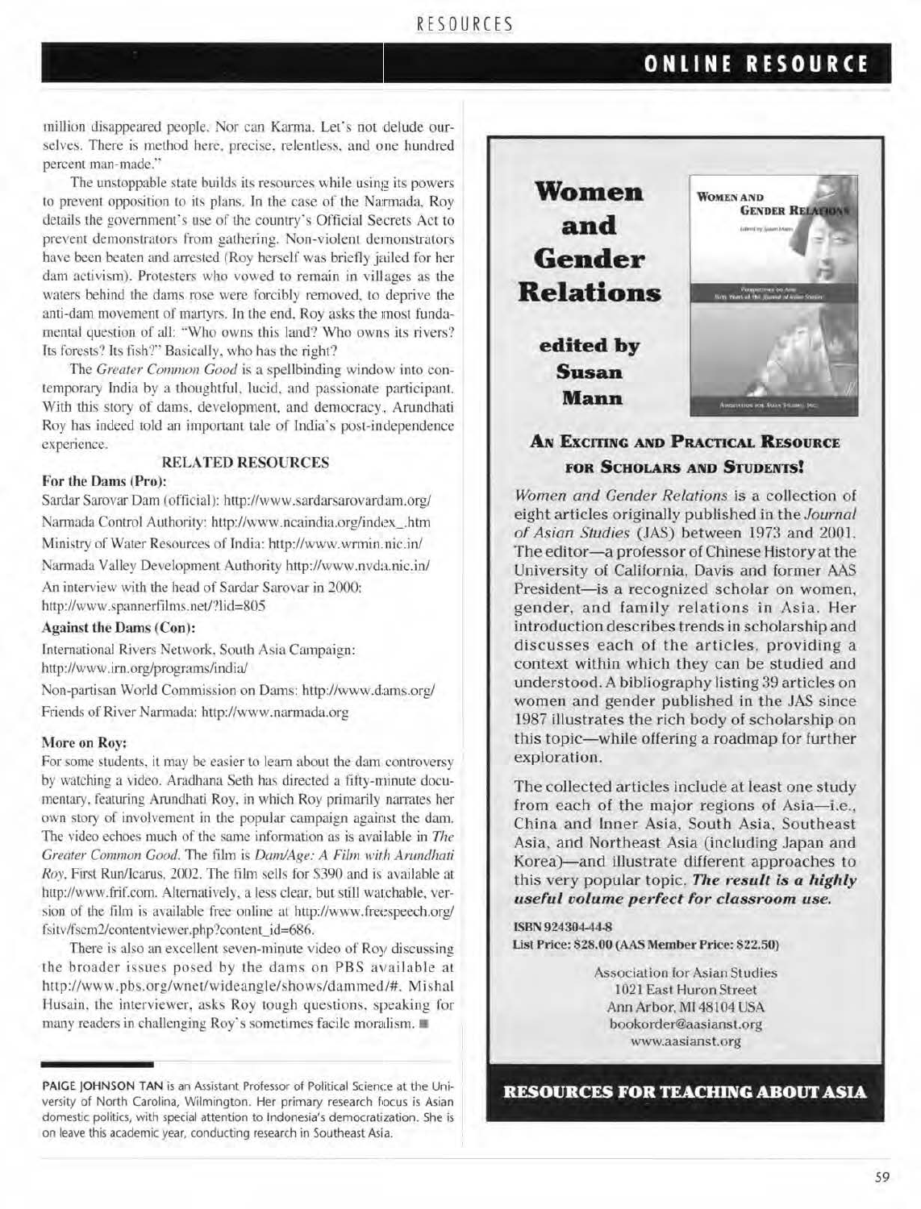million disappeared people. Nor can Karma. Let's not delude ourselves. There is method here, precise, relentless, and one hundred percent man-made."

The unstoppable state builds its resources while using its powers to prevent opposition to its plans. In the case of the Narmada, Roy details the government's use of the country's Official Secrets Act to prevent demonstrators from gathering. Non-violent demonstrators have been beaten and arrested (Roy herself was briefly jailed for her dam activism). Protesters who vowed to remain in villages as the waters behind the dams rose were forcibly removed, to deprive the anti-dam movement of martyrs. In the end, Roy asks the most fundamental question of all: "Who owns this land? Who owns its rivers? Its forests? Its fish?" Basically, who has the right?

The *Greater Common Good* is a spellbinding window into contemporary India by a thoughtful, lucid, and passionate participant. With this story of dams, development, and democracy, Arundhati Roy has indeed told an important tale of India's post-independence experience.

## RELATED RESOURCES

**For the Dams (Pro):**

Sardar Sarovar Dam (official): http://www.sardarsarovardam.org/

Narmada Control Authority: http://www.ncaindia.org/index_.htm

Ministry of Water Resources of India: http://www.wrmin.nic.in/

Narmada Valley Development Authority http://www.nvda.nic.in/

An interview with the head of Sardar Sarovar in 2000: http://www.spannerfilms.net/?lid=805

**Against the Dams (Con):**

International Rivers Network, South Asia Campaign: http://www.irn.org/programs/india/

Non-partisan World Commission on Dams: http://www.dams.org/

Friends of River Narmada: http://www.narmada.org

**More on Roy:**

For some students, it may be easier to learn about the dam controversy by watching a video. Aradhana Seth has directed a fifty-minute documentary, featuring Arundhati Roy, in which Roy primarily narrates her own story of involvement in the popular campaign against the dam. The video echoes much of the same information as is available in *The Greater Common Good*. The film is *Dam/Age: A Film with Arundhati Roy*, First Run/Icarus, 2002. The film sells for $390 and is available at http://www.frif.com. Alternatively, a less clear, but still watchable, version of the film is available free online at http://www.freespeech.org/fsitv/fscm2/contentviewer.php?content_id=686.

There is also an excellent seven-minute video of Roy discussing the broader issues posed by the dams on PBS available at http://www.pbs.org/wnet/wideangle/shows/dammed/#. Mishal Husain, the interviewer, asks Roy tough questions, speaking for many readers in challenging Roy's sometimes facile moralism. ■

**PAIGE JOHNSON TAN** is an Assistant Professor of Political Science at the University of North Carolina, Wilmington. Her primary research focus is Asian domestic politics, with special attention to Indonesia's democratization. She is on leave this academic year, conducting research in Southeast Asia.

# Women and Gender Relations

**edited by Susan Mann**

### AN EXCITING AND PRACTICAL RESOURCE FOR SCHOLARS AND STUDENTS!

*Women and Gender Relations* is a collection of eight articles originally published in the *Journal of Asian Studies* (JAS) between 1973 and 2001. The editor—a professor of Chinese History at the University of California, Davis and former AAS President—is a recognized scholar on women, gender, and family relations in Asia. Her introduction describes trends in scholarship and discusses each of the articles, providing a context within which they can be studied and understood. A bibliography listing 39 articles on women and gender published in the JAS since 1987 illustrates the rich body of scholarship on this topic—while offering a roadmap for further exploration.

The collected articles include at least one study from each of the major regions of Asia—i.e., China and Inner Asia, South Asia, Southeast Asia, and Northeast Asia (including Japan and Korea)—and illustrate different approaches to this very popular topic. ***The result is a highly useful volume perfect for classroom use.***

**ISBN 924304-44-8**
**List Price: $28.00 (AAS Member Price: $22.50)**

Association for Asian Studies
1021 East Huron Street
Ann Arbor, MI 48104 USA
bookorder@aasianst.org
www.aasianst.org

**RESOURCES FOR TEACHING ABOUT ASIA**